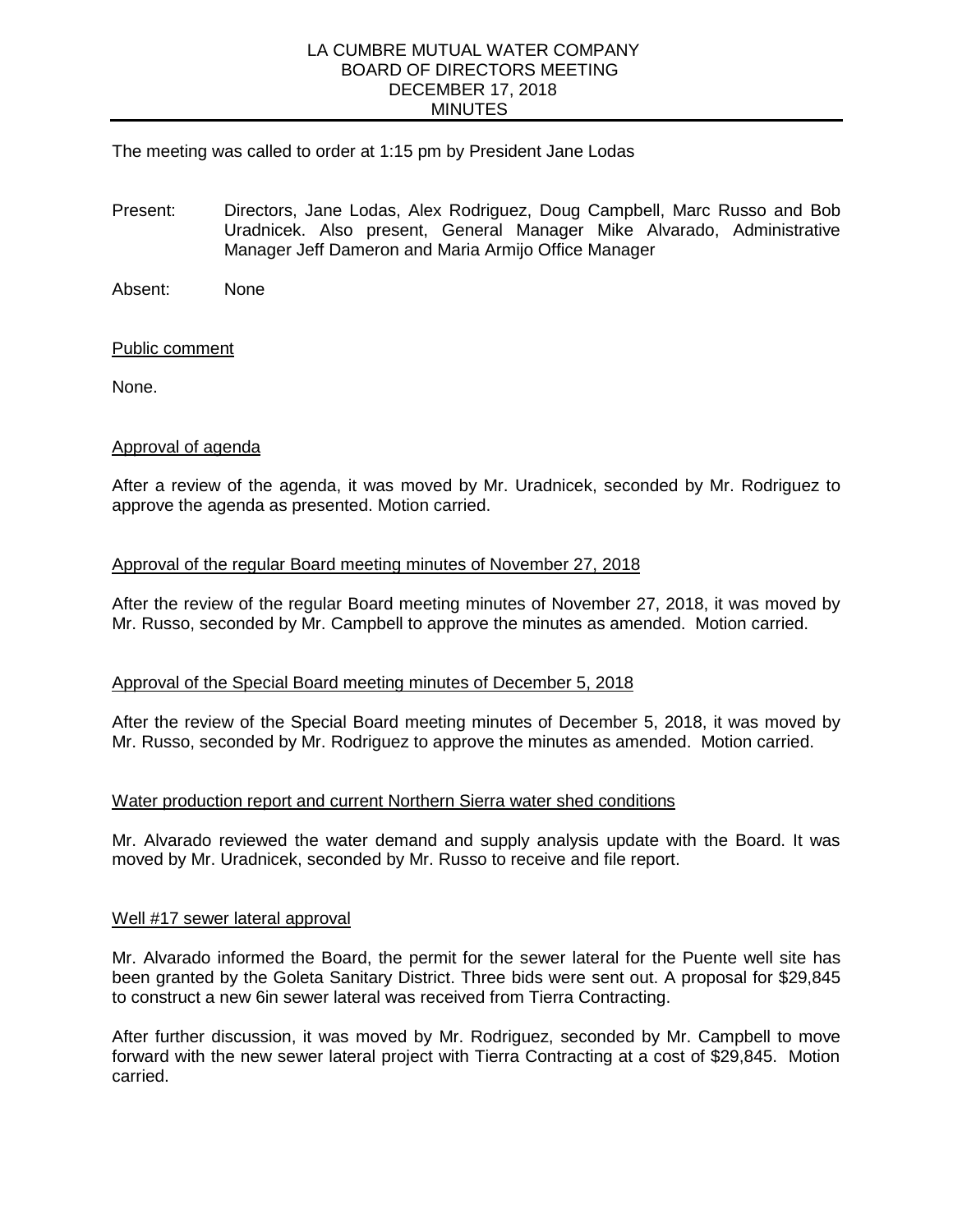# LA CUMBRE MUTUAL WATER COMPANY
## BOARD OF DIRECTORS MEETING
## DECEMBER 17, 2018
## MINUTES

The meeting was called to order at 1:15 pm by President Jane Lodas

Present: Directors, Jane Lodas, Alex Rodriguez, Doug Campbell, Marc Russo and Bob Uradnicek. Also present, General Manager Mike Alvarado, Administrative Manager Jeff Dameron and Maria Armijo Office Manager

Absent: None

Public comment

None.

Approval of agenda

After a review of the agenda, it was moved by Mr. Uradnicek, seconded by Mr. Rodriguez to approve the agenda as presented. Motion carried.

Approval of the regular Board meeting minutes of November 27, 2018

After the review of the regular Board meeting minutes of November 27, 2018, it was moved by Mr. Russo, seconded by Mr. Campbell to approve the minutes as amended. Motion carried.

Approval of the Special Board meeting minutes of December 5, 2018

After the review of the Special Board meeting minutes of December 5, 2018, it was moved by Mr. Russo, seconded by Mr. Rodriguez to approve the minutes as amended. Motion carried.

Water production report and current Northern Sierra water shed conditions

Mr. Alvarado reviewed the water demand and supply analysis update with the Board. It was moved by Mr. Uradnicek, seconded by Mr. Russo to receive and file report.

Well #17 sewer lateral approval

Mr. Alvarado informed the Board, the permit for the sewer lateral for the Puente well site has been granted by the Goleta Sanitary District. Three bids were sent out. A proposal for $29,845 to construct a new 6in sewer lateral was received from Tierra Contracting.

After further discussion, it was moved by Mr. Rodriguez, seconded by Mr. Campbell to move forward with the new sewer lateral project with Tierra Contracting at a cost of $29,845. Motion carried.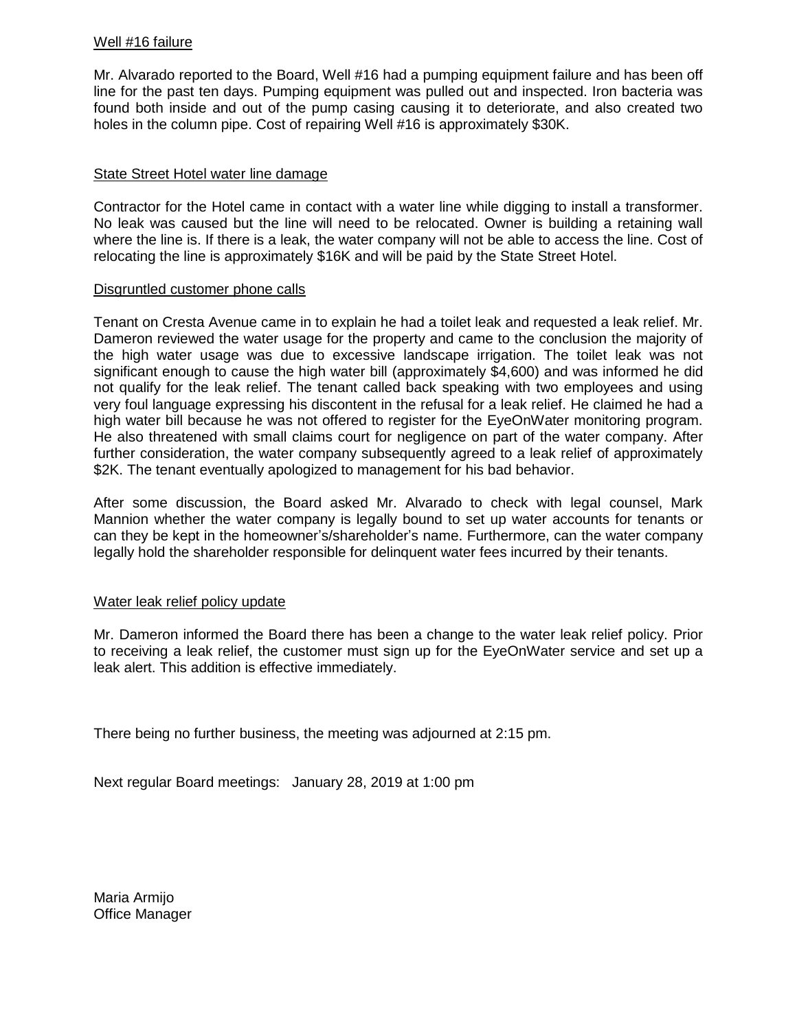<u>Well #16 failure</u>

Mr. Alvarado reported to the Board, Well #16 had a pumping equipment failure and has been off line for the past ten days. Pumping equipment was pulled out and inspected. Iron bacteria was found both inside and out of the pump casing causing it to deteriorate, and also created two holes in the column pipe. Cost of repairing Well #16 is approximately $30K.

<u>State Street Hotel water line damage</u>

Contractor for the Hotel came in contact with a water line while digging to install a transformer. No leak was caused but the line will need to be relocated. Owner is building a retaining wall where the line is. If there is a leak, the water company will not be able to access the line. Cost of relocating the line is approximately $16K and will be paid by the State Street Hotel.

<u>Disgruntled customer phone calls</u>

Tenant on Cresta Avenue came in to explain he had a toilet leak and requested a leak relief. Mr. Dameron reviewed the water usage for the property and came to the conclusion the majority of the high water usage was due to excessive landscape irrigation. The toilet leak was not significant enough to cause the high water bill (approximately $4,600) and was informed he did not qualify for the leak relief. The tenant called back speaking with two employees and using very foul language expressing his discontent in the refusal for a leak relief. He claimed he had a high water bill because he was not offered to register for the EyeOnWater monitoring program. He also threatened with small claims court for negligence on part of the water company. After further consideration, the water company subsequently agreed to a leak relief of approximately $2K. The tenant eventually apologized to management for his bad behavior.

After some discussion, the Board asked Mr. Alvarado to check with legal counsel, Mark Mannion whether the water company is legally bound to set up water accounts for tenants or can they be kept in the homeowner's/shareholder's name. Furthermore, can the water company legally hold the shareholder responsible for delinquent water fees incurred by their tenants.

<u>Water leak relief policy update</u>

Mr. Dameron informed the Board there has been a change to the water leak relief policy. Prior to receiving a leak relief, the customer must sign up for the EyeOnWater service and set up a leak alert. This addition is effective immediately.

There being no further business, the meeting was adjourned at 2:15 pm.

Next regular Board meetings: January 28, 2019 at 1:00 pm

Maria Armijo
Office Manager